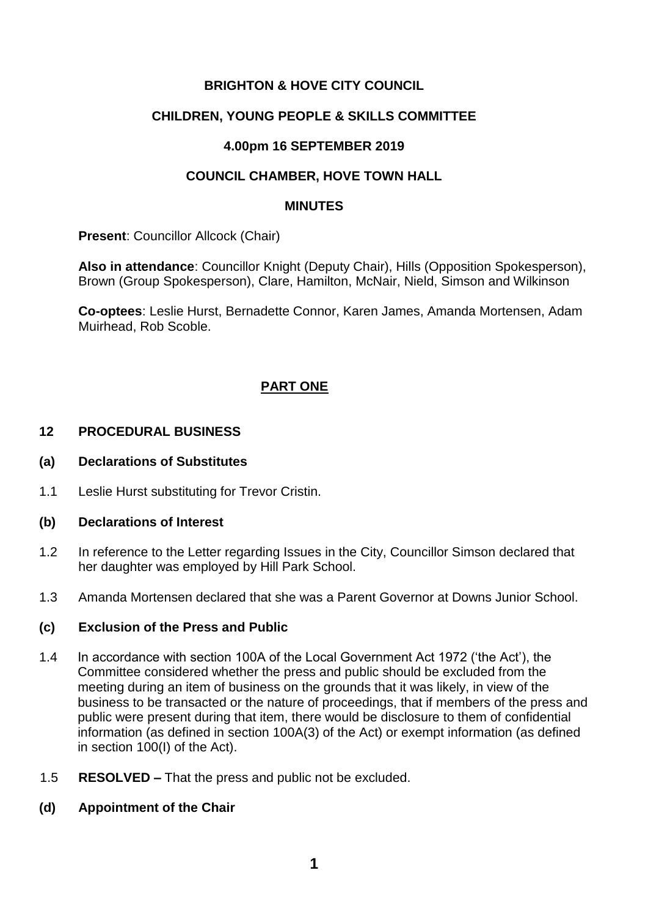**BRIGHTON & HOVE CITY COUNCIL**

**CHILDREN, YOUNG PEOPLE & SKILLS COMMITTEE**

**4.00pm 16 SEPTEMBER 2019**

**COUNCIL CHAMBER, HOVE TOWN HALL**

**MINUTES**

**Present**: Councillor Allcock (Chair)

**Also in attendance**: Councillor Knight (Deputy Chair), Hills (Opposition Spokesperson), Brown (Group Spokesperson), Clare, Hamilton, McNair, Nield, Simson and Wilkinson

**Co-optees**: Leslie Hurst, Bernadette Connor, Karen James, Amanda Mortensen, Adam Muirhead, Rob Scoble.

**PART ONE**

**12 PROCEDURAL BUSINESS**

**(a) Declarations of Substitutes**

1.1 Leslie Hurst substituting for Trevor Cristin.

**(b) Declarations of Interest**

1.2 In reference to the Letter regarding Issues in the City, Councillor Simson declared that her daughter was employed by Hill Park School.

1.3 Amanda Mortensen declared that she was a Parent Governor at Downs Junior School.

**(c) Exclusion of the Press and Public**

1.4 In accordance with section 100A of the Local Government Act 1972 ('the Act'), the Committee considered whether the press and public should be excluded from the meeting during an item of business on the grounds that it was likely, in view of the business to be transacted or the nature of proceedings, that if members of the press and public were present during that item, there would be disclosure to them of confidential information (as defined in section 100A(3) of the Act) or exempt information (as defined in section 100(I) of the Act).

1.5 **RESOLVED –** That the press and public not be excluded.

**(d) Appointment of the Chair**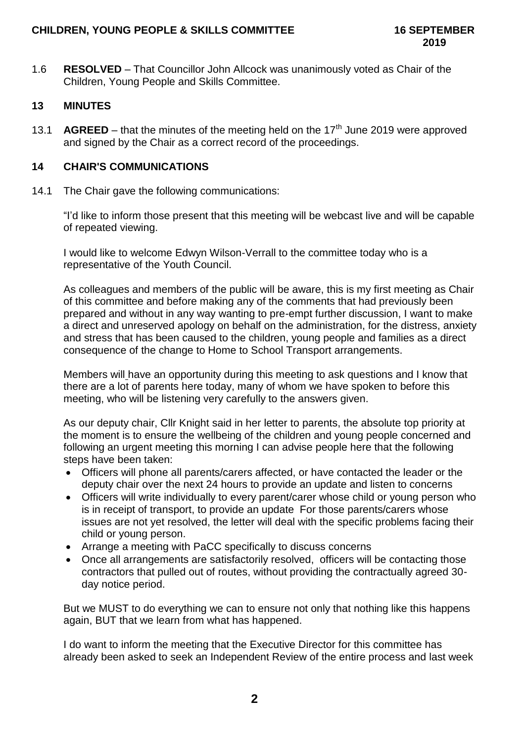1.6 **RESOLVED** – That Councillor John Allcock was unanimously voted as Chair of the Children, Young People and Skills Committee.

## 13 MINUTES

13.1 **AGREED** – that the minutes of the meeting held on the 17th June 2019 were approved and signed by the Chair as a correct record of the proceedings.

## 14 CHAIR'S COMMUNICATIONS

14.1 The Chair gave the following communications:

"I'd like to inform those present that this meeting will be webcast live and will be capable of repeated viewing.

I would like to welcome Edwyn Wilson-Verrall to the committee today who is a representative of the Youth Council.

As colleagues and members of the public will be aware, this is my first meeting as Chair of this committee and before making any of the comments that had previously been prepared and without in any way wanting to pre-empt further discussion, I want to make a direct and unreserved apology on behalf on the administration, for the distress, anxiety and stress that has been caused to the children, young people and families as a direct consequence of the change to Home to School Transport arrangements.

Members will have an opportunity during this meeting to ask questions and I know that there are a lot of parents here today, many of whom we have spoken to before this meeting, who will be listening very carefully to the answers given.

As our deputy chair, Cllr Knight said in her letter to parents, the absolute top priority at the moment is to ensure the wellbeing of the children and young people concerned and following an urgent meeting this morning I can advise people here that the following steps have been taken:

- Officers will phone all parents/carers affected, or have contacted the leader or the deputy chair over the next 24 hours to provide an update and listen to concerns
- Officers will write individually to every parent/carer whose child or young person who is in receipt of transport, to provide an update For those parents/carers whose issues are not yet resolved, the letter will deal with the specific problems facing their child or young person.
- Arrange a meeting with PaCC specifically to discuss concerns
- Once all arrangements are satisfactorily resolved, officers will be contacting those contractors that pulled out of routes, without providing the contractually agreed 30-day notice period.

But we MUST to do everything we can to ensure not only that nothing like this happens again, BUT that we learn from what has happened.

I do want to inform the meeting that the Executive Director for this committee has already been asked to seek an Independent Review of the entire process and last week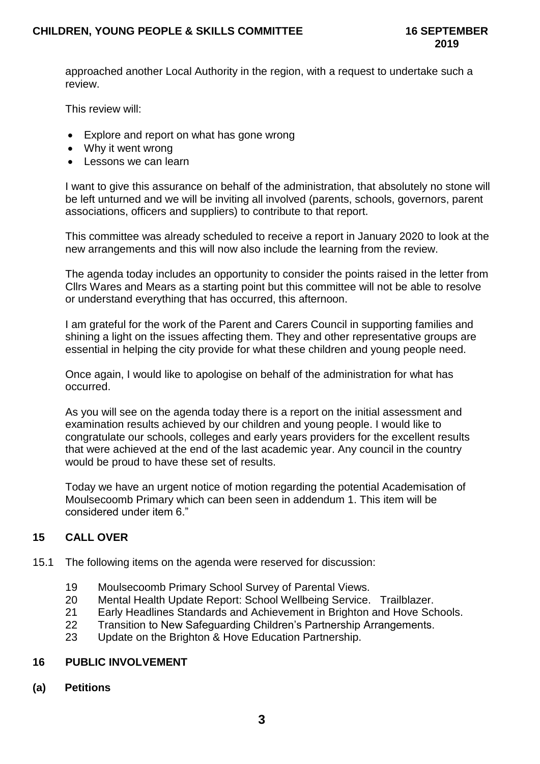approached another Local Authority in the region, with a request to undertake such a review.

This review will:

- Explore and report on what has gone wrong
- Why it went wrong
- Lessons we can learn

I want to give this assurance on behalf of the administration, that absolutely no stone will be left unturned and we will be inviting all involved (parents, schools, governors, parent associations, officers and suppliers) to contribute to that report.

This committee was already scheduled to receive a report in January 2020 to look at the new arrangements and this will now also include the learning from the review.

The agenda today includes an opportunity to consider the points raised in the letter from Cllrs Wares and Mears as a starting point but this committee will not be able to resolve or understand everything that has occurred, this afternoon.

I am grateful for the work of the Parent and Carers Council in supporting families and shining a light on the issues affecting them. They and other representative groups are essential in helping the city provide for what these children and young people need.

Once again, I would like to apologise on behalf of the administration for what has occurred.

As you will see on the agenda today there is a report on the initial assessment and examination results achieved by our children and young people. I would like to congratulate our schools, colleges and early years providers for the excellent results that were achieved at the end of the last academic year. Any council in the country would be proud to have these set of results.

Today we have an urgent notice of motion regarding the potential Academisation of Moulsecoomb Primary which can been seen in addendum 1. This item will be considered under item 6."

## 15 CALL OVER

15.1 The following items on the agenda were reserved for discussion:

- 19 Moulsecoomb Primary School Survey of Parental Views.
- 20 Mental Health Update Report: School Wellbeing Service. Trailblazer.
- 21 Early Headlines Standards and Achievement in Brighton and Hove Schools.
- 22 Transition to New Safeguarding Children's Partnership Arrangements.
- 23 Update on the Brighton & Hove Education Partnership.

## 16 PUBLIC INVOLVEMENT

### (a) Petitions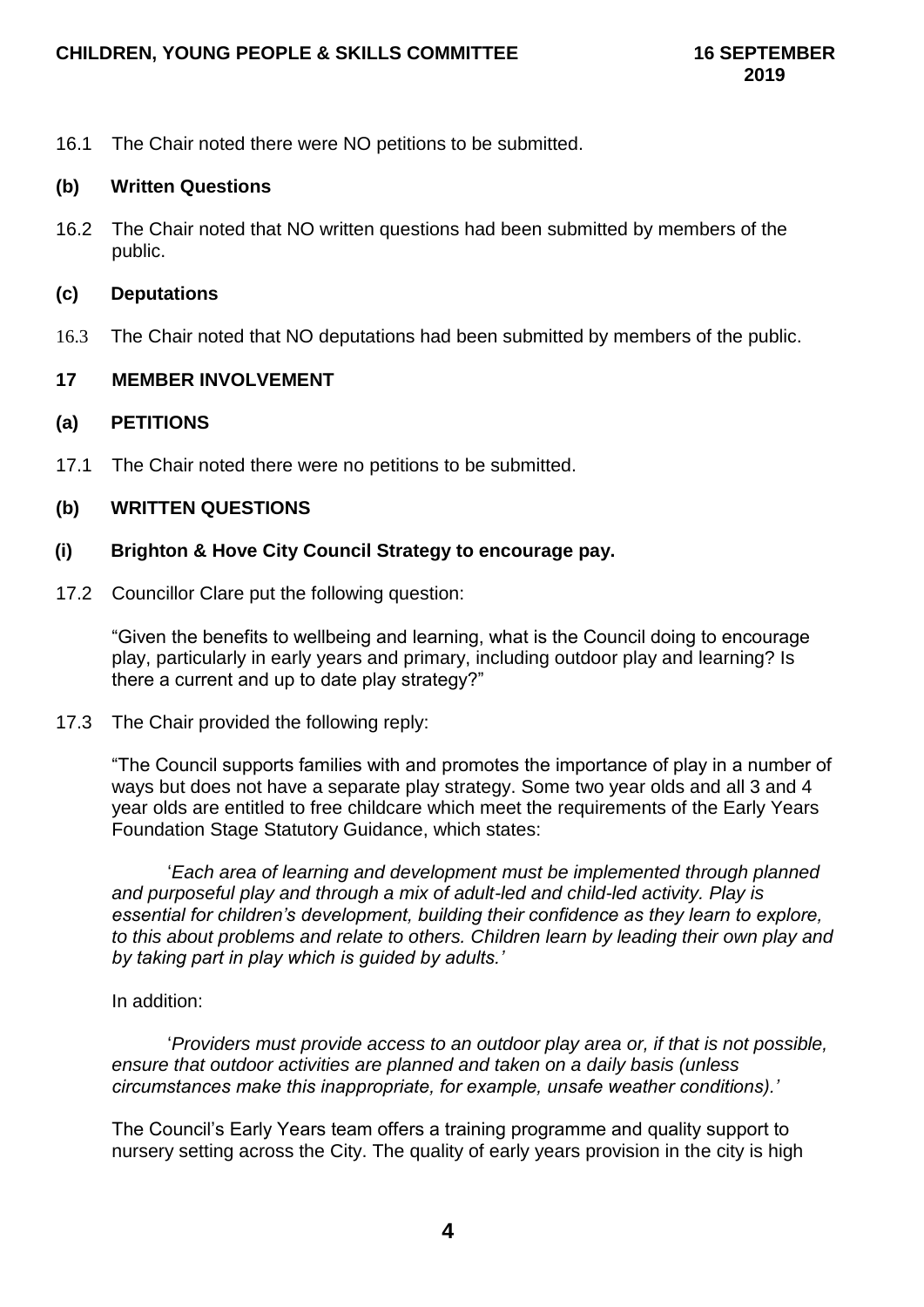16.1 The Chair noted there were NO petitions to be submitted.

**(b) Written Questions**

16.2 The Chair noted that NO written questions had been submitted by members of the public.

**(c) Deputations**

16.3 The Chair noted that NO deputations had been submitted by members of the public.

**17 MEMBER INVOLVEMENT**

**(a) PETITIONS**

17.1 The Chair noted there were no petitions to be submitted.

**(b) WRITTEN QUESTIONS**

**(i) Brighton & Hove City Council Strategy to encourage pay.**

17.2 Councillor Clare put the following question:

"Given the benefits to wellbeing and learning, what is the Council doing to encourage play, particularly in early years and primary, including outdoor play and learning? Is there a current and up to date play strategy?"

17.3 The Chair provided the following reply:

"The Council supports families with and promotes the importance of play in a number of ways but does not have a separate play strategy. Some two year olds and all 3 and 4 year olds are entitled to free childcare which meet the requirements of the Early Years Foundation Stage Statutory Guidance, which states:

'*Each area of learning and development must be implemented through planned and purposeful play and through a mix of adult-led and child-led activity. Play is essential for children's development, building their confidence as they learn to explore, to this about problems and relate to others. Children learn by leading their own play and by taking part in play which is guided by adults.*'

In addition:

'*Providers must provide access to an outdoor play area or, if that is not possible, ensure that outdoor activities are planned and taken on a daily basis (unless circumstances make this inappropriate, for example, unsafe weather conditions).*'

The Council's Early Years team offers a training programme and quality support to nursery setting across the City. The quality of early years provision in the city is high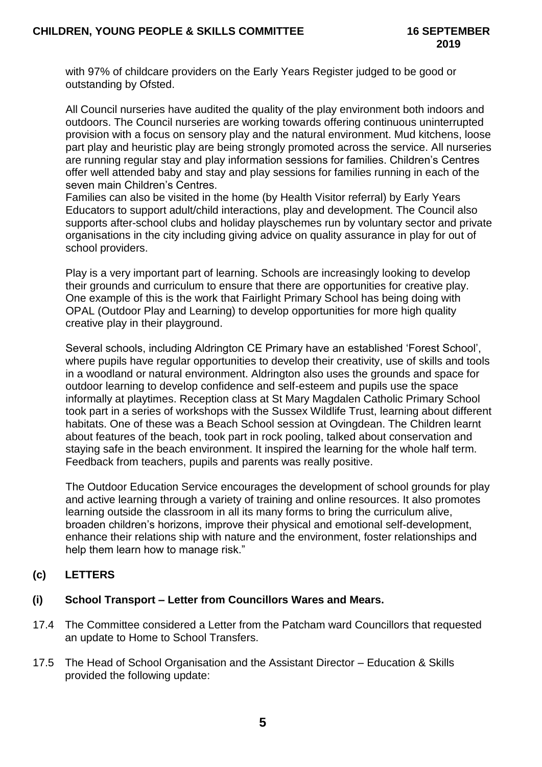with 97% of childcare providers on the Early Years Register judged to be good or outstanding by Ofsted.

All Council nurseries have audited the quality of the play environment both indoors and outdoors. The Council nurseries are working towards offering continuous uninterrupted provision with a focus on sensory play and the natural environment. Mud kitchens, loose part play and heuristic play are being strongly promoted across the service. All nurseries are running regular stay and play information sessions for families. Children's Centres offer well attended baby and stay and play sessions for families running in each of the seven main Children's Centres.
Families can also be visited in the home (by Health Visitor referral) by Early Years Educators to support adult/child interactions, play and development. The Council also supports after-school clubs and holiday playschemes run by voluntary sector and private organisations in the city including giving advice on quality assurance in play for out of school providers.

Play is a very important part of learning. Schools are increasingly looking to develop their grounds and curriculum to ensure that there are opportunities for creative play. One example of this is the work that Fairlight Primary School has being doing with OPAL (Outdoor Play and Learning) to develop opportunities for more high quality creative play in their playground.

Several schools, including Aldrington CE Primary have an established 'Forest School', where pupils have regular opportunities to develop their creativity, use of skills and tools in a woodland or natural environment. Aldrington also uses the grounds and space for outdoor learning to develop confidence and self-esteem and pupils use the space informally at playtimes. Reception class at St Mary Magdalen Catholic Primary School took part in a series of workshops with the Sussex Wildlife Trust, learning about different habitats. One of these was a Beach School session at Ovingdean. The Children learnt about features of the beach, took part in rock pooling, talked about conservation and staying safe in the beach environment. It inspired the learning for the whole half term. Feedback from teachers, pupils and parents was really positive.

The Outdoor Education Service encourages the development of school grounds for play and active learning through a variety of training and online resources. It also promotes learning outside the classroom in all its many forms to bring the curriculum alive, broaden children's horizons, improve their physical and emotional self-development, enhance their relations ship with nature and the environment, foster relationships and help them learn how to manage risk."

## (c) LETTERS

### (i) School Transport – Letter from Councillors Wares and Mears.

17.4 The Committee considered a Letter from the Patcham ward Councillors that requested an update to Home to School Transfers.

17.5 The Head of School Organisation and the Assistant Director – Education & Skills provided the following update: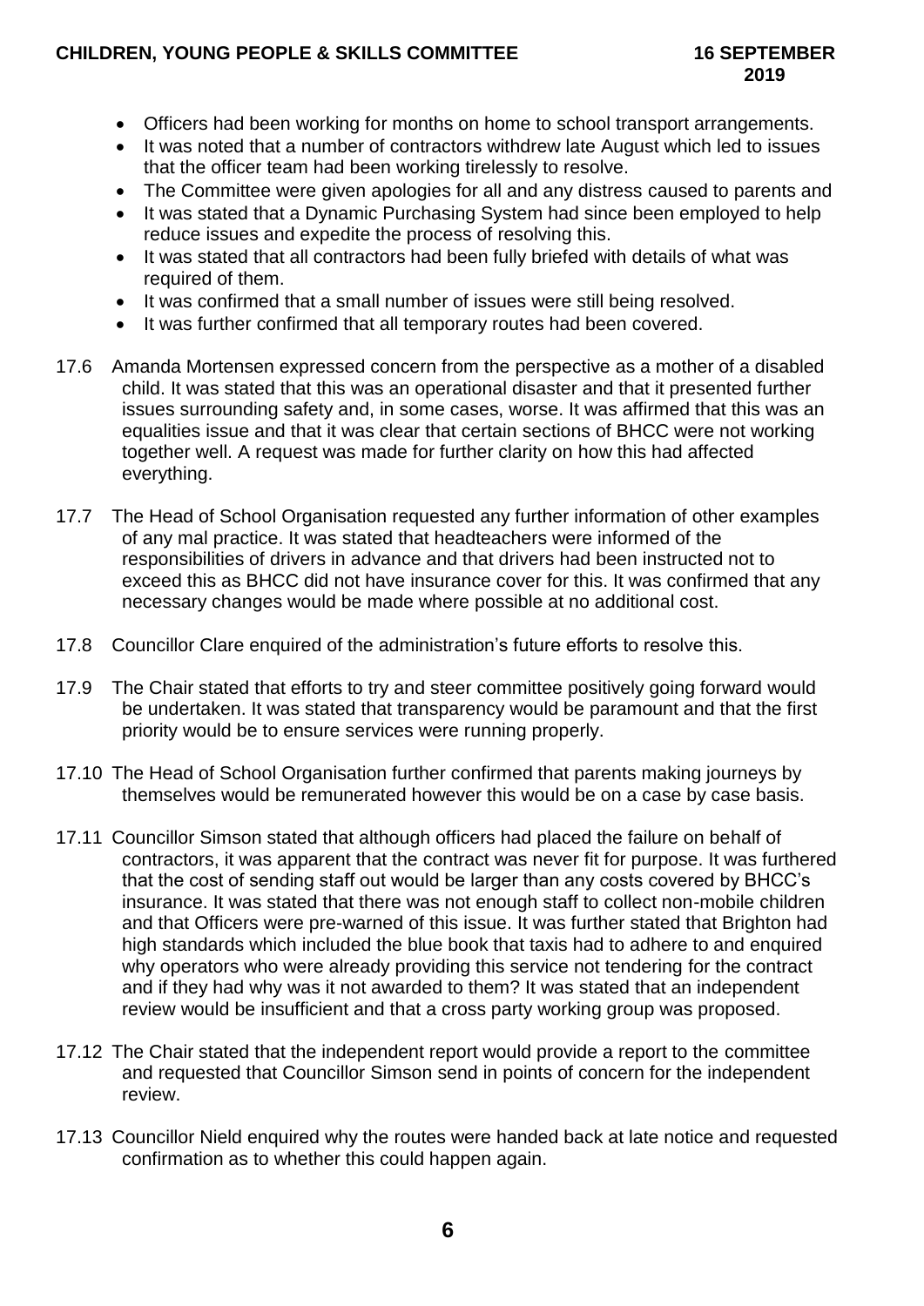- Officers had been working for months on home to school transport arrangements.
- It was noted that a number of contractors withdrew late August which led to issues that the officer team had been working tirelessly to resolve.
- The Committee were given apologies for all and any distress caused to parents and
- It was stated that a Dynamic Purchasing System had since been employed to help reduce issues and expedite the process of resolving this.
- It was stated that all contractors had been fully briefed with details of what was required of them.
- It was confirmed that a small number of issues were still being resolved.
- It was further confirmed that all temporary routes had been covered.

17.6 Amanda Mortensen expressed concern from the perspective as a mother of a disabled child. It was stated that this was an operational disaster and that it presented further issues surrounding safety and, in some cases, worse. It was affirmed that this was an equalities issue and that it was clear that certain sections of BHCC were not working together well. A request was made for further clarity on how this had affected everything.

17.7 The Head of School Organisation requested any further information of other examples of any mal practice. It was stated that headteachers were informed of the responsibilities of drivers in advance and that drivers had been instructed not to exceed this as BHCC did not have insurance cover for this. It was confirmed that any necessary changes would be made where possible at no additional cost.

17.8 Councillor Clare enquired of the administration's future efforts to resolve this.

17.9 The Chair stated that efforts to try and steer committee positively going forward would be undertaken. It was stated that transparency would be paramount and that the first priority would be to ensure services were running properly.

17.10 The Head of School Organisation further confirmed that parents making journeys by themselves would be remunerated however this would be on a case by case basis.

17.11 Councillor Simson stated that although officers had placed the failure on behalf of contractors, it was apparent that the contract was never fit for purpose. It was furthered that the cost of sending staff out would be larger than any costs covered by BHCC's insurance. It was stated that there was not enough staff to collect non-mobile children and that Officers were pre-warned of this issue. It was further stated that Brighton had high standards which included the blue book that taxis had to adhere to and enquired why operators who were already providing this service not tendering for the contract and if they had why was it not awarded to them? It was stated that an independent review would be insufficient and that a cross party working group was proposed.

17.12 The Chair stated that the independent report would provide a report to the committee and requested that Councillor Simson send in points of concern for the independent review.

17.13 Councillor Nield enquired why the routes were handed back at late notice and requested confirmation as to whether this could happen again.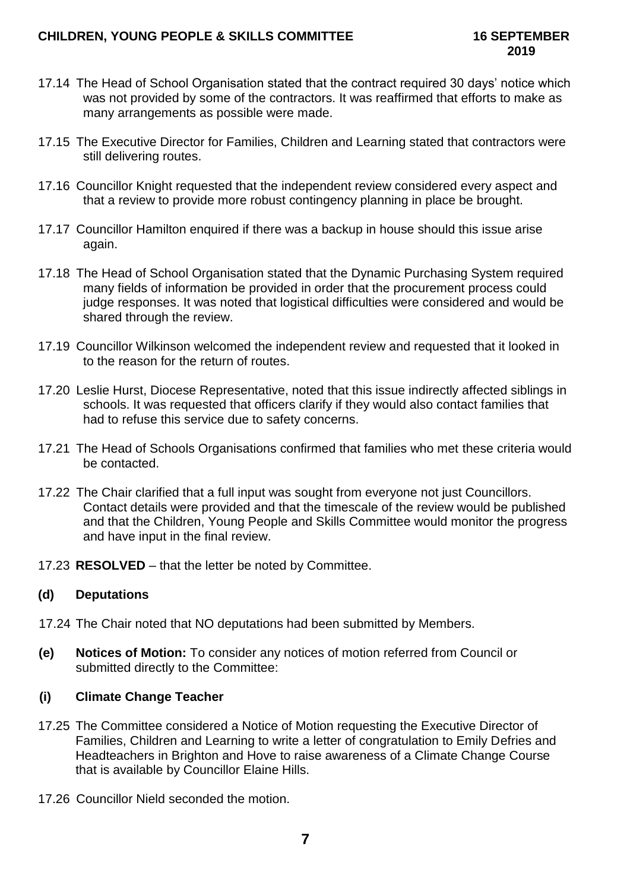17.14 The Head of School Organisation stated that the contract required 30 days' notice which was not provided by some of the contractors. It was reaffirmed that efforts to make as many arrangements as possible were made.

17.15 The Executive Director for Families, Children and Learning stated that contractors were still delivering routes.

17.16 Councillor Knight requested that the independent review considered every aspect and that a review to provide more robust contingency planning in place be brought.

17.17 Councillor Hamilton enquired if there was a backup in house should this issue arise again.

17.18 The Head of School Organisation stated that the Dynamic Purchasing System required many fields of information be provided in order that the procurement process could judge responses. It was noted that logistical difficulties were considered and would be shared through the review.

17.19 Councillor Wilkinson welcomed the independent review and requested that it looked in to the reason for the return of routes.

17.20 Leslie Hurst, Diocese Representative, noted that this issue indirectly affected siblings in schools. It was requested that officers clarify if they would also contact families that had to refuse this service due to safety concerns.

17.21 The Head of Schools Organisations confirmed that families who met these criteria would be contacted.

17.22 The Chair clarified that a full input was sought from everyone not just Councillors. Contact details were provided and that the timescale of the review would be published and that the Children, Young People and Skills Committee would monitor the progress and have input in the final review.

17.23 **RESOLVED** – that the letter be noted by Committee.

**(d) Deputations**

17.24 The Chair noted that NO deputations had been submitted by Members.

**(e) Notices of Motion:** To consider any notices of motion referred from Council or submitted directly to the Committee:

**(i) Climate Change Teacher**

17.25 The Committee considered a Notice of Motion requesting the Executive Director of Families, Children and Learning to write a letter of congratulation to Emily Defries and Headteachers in Brighton and Hove to raise awareness of a Climate Change Course that is available by Councillor Elaine Hills.

17.26 Councillor Nield seconded the motion.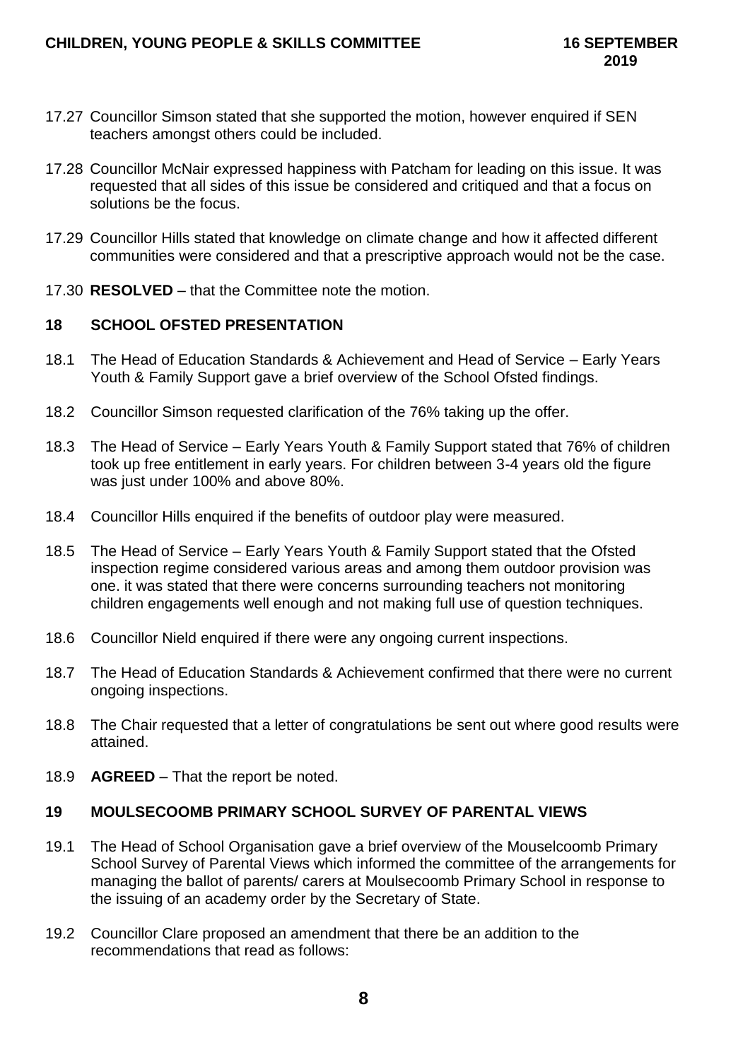17.27 Councillor Simson stated that she supported the motion, however enquired if SEN teachers amongst others could be included.

17.28 Councillor McNair expressed happiness with Patcham for leading on this issue. It was requested that all sides of this issue be considered and critiqued and that a focus on solutions be the focus.

17.29 Councillor Hills stated that knowledge on climate change and how it affected different communities were considered and that a prescriptive approach would not be the case.

17.30 **RESOLVED** – that the Committee note the motion.

## 18 SCHOOL OFSTED PRESENTATION

18.1 The Head of Education Standards & Achievement and Head of Service – Early Years Youth & Family Support gave a brief overview of the School Ofsted findings.

18.2 Councillor Simson requested clarification of the 76% taking up the offer.

18.3 The Head of Service – Early Years Youth & Family Support stated that 76% of children took up free entitlement in early years. For children between 3-4 years old the figure was just under 100% and above 80%.

18.4 Councillor Hills enquired if the benefits of outdoor play were measured.

18.5 The Head of Service – Early Years Youth & Family Support stated that the Ofsted inspection regime considered various areas and among them outdoor provision was one. it was stated that there were concerns surrounding teachers not monitoring children engagements well enough and not making full use of question techniques.

18.6 Councillor Nield enquired if there were any ongoing current inspections.

18.7 The Head of Education Standards & Achievement confirmed that there were no current ongoing inspections.

18.8 The Chair requested that a letter of congratulations be sent out where good results were attained.

18.9 **AGREED** – That the report be noted.

## 19 MOULSECOOMB PRIMARY SCHOOL SURVEY OF PARENTAL VIEWS

19.1 The Head of School Organisation gave a brief overview of the Mouselcoomb Primary School Survey of Parental Views which informed the committee of the arrangements for managing the ballot of parents/ carers at Moulsecoomb Primary School in response to the issuing of an academy order by the Secretary of State.

19.2 Councillor Clare proposed an amendment that there be an addition to the recommendations that read as follows: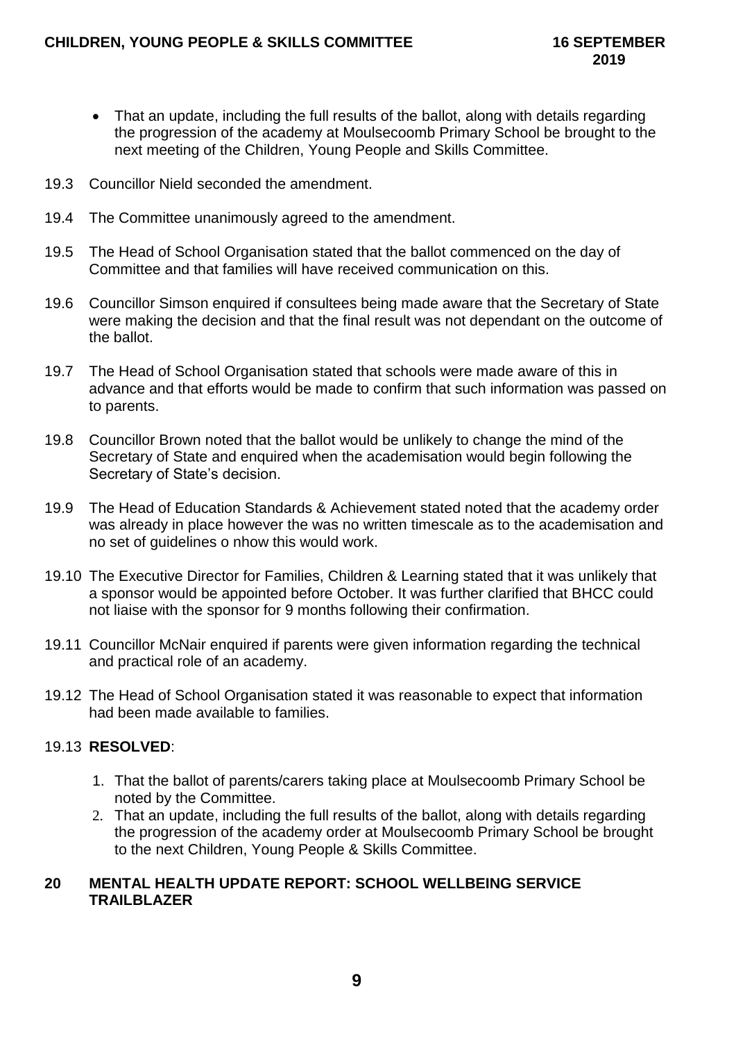- That an update, including the full results of the ballot, along with details regarding the progression of the academy at Moulsecoomb Primary School be brought to the next meeting of the Children, Young People and Skills Committee.

19.3 Councillor Nield seconded the amendment.

19.4 The Committee unanimously agreed to the amendment.

19.5 The Head of School Organisation stated that the ballot commenced on the day of Committee and that families will have received communication on this.

19.6 Councillor Simson enquired if consultees being made aware that the Secretary of State were making the decision and that the final result was not dependant on the outcome of the ballot.

19.7 The Head of School Organisation stated that schools were made aware of this in advance and that efforts would be made to confirm that such information was passed on to parents.

19.8 Councillor Brown noted that the ballot would be unlikely to change the mind of the Secretary of State and enquired when the academisation would begin following the Secretary of State's decision.

19.9 The Head of Education Standards & Achievement stated noted that the academy order was already in place however the was no written timescale as to the academisation and no set of guidelines o nhow this would work.

19.10 The Executive Director for Families, Children & Learning stated that it was unlikely that a sponsor would be appointed before October. It was further clarified that BHCC could not liaise with the sponsor for 9 months following their confirmation.

19.11 Councillor McNair enquired if parents were given information regarding the technical and practical role of an academy.

19.12 The Head of School Organisation stated it was reasonable to expect that information had been made available to families.

19.13 **RESOLVED**:

1. That the ballot of parents/carers taking place at Moulsecoomb Primary School be noted by the Committee.
2. That an update, including the full results of the ballot, along with details regarding the progression of the academy order at Moulsecoomb Primary School be brought to the next Children, Young People & Skills Committee.

## 20 MENTAL HEALTH UPDATE REPORT: SCHOOL WELLBEING SERVICE TRAILBLAZER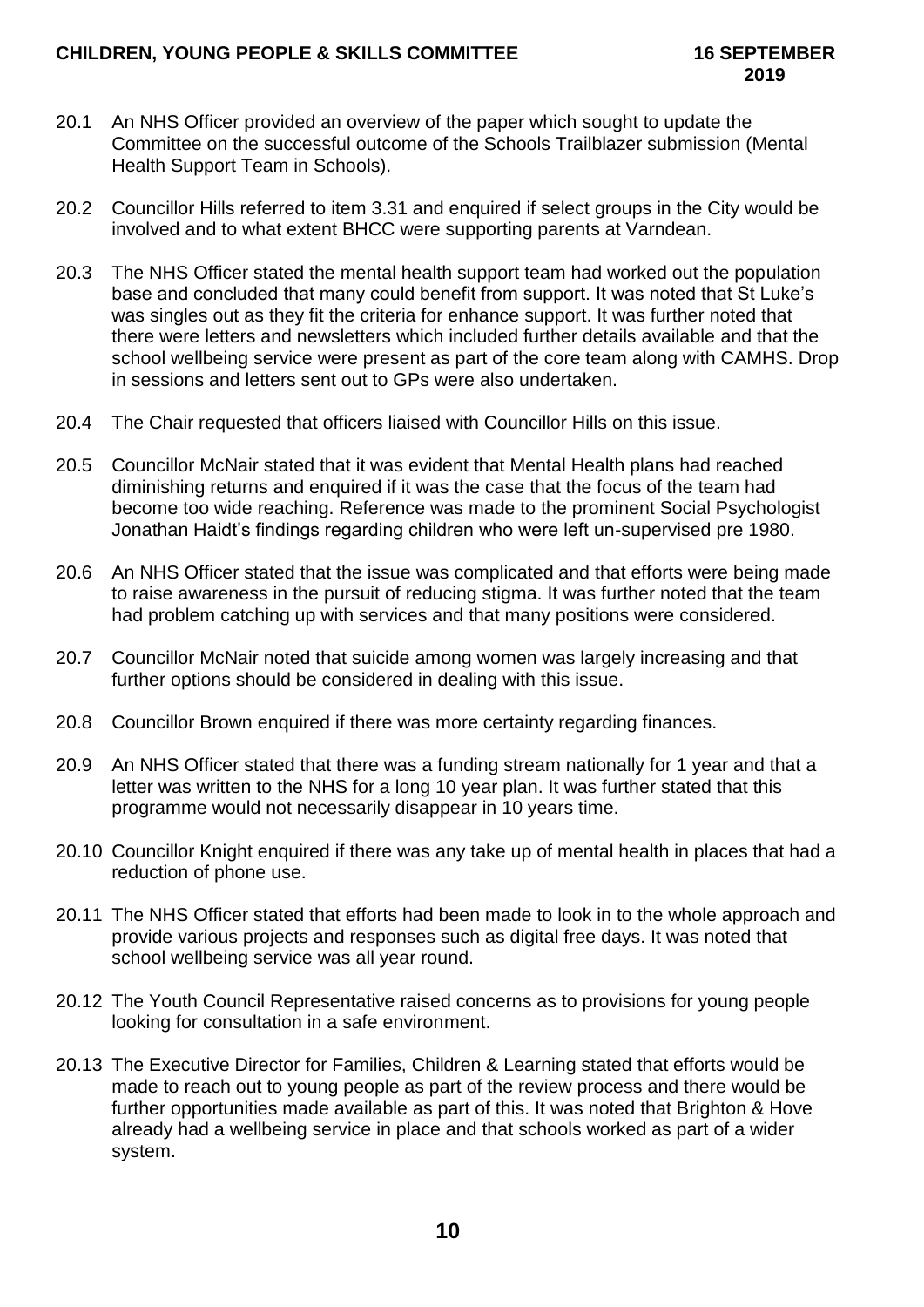20.1 An NHS Officer provided an overview of the paper which sought to update the Committee on the successful outcome of the Schools Trailblazer submission (Mental Health Support Team in Schools).

20.2 Councillor Hills referred to item 3.31 and enquired if select groups in the City would be involved and to what extent BHCC were supporting parents at Varndean.

20.3 The NHS Officer stated the mental health support team had worked out the population base and concluded that many could benefit from support. It was noted that St Luke's was singles out as they fit the criteria for enhance support. It was further noted that there were letters and newsletters which included further details available and that the school wellbeing service were present as part of the core team along with CAMHS. Drop in sessions and letters sent out to GPs were also undertaken.

20.4 The Chair requested that officers liaised with Councillor Hills on this issue.

20.5 Councillor McNair stated that it was evident that Mental Health plans had reached diminishing returns and enquired if it was the case that the focus of the team had become too wide reaching. Reference was made to the prominent Social Psychologist Jonathan Haidt's findings regarding children who were left un-supervised pre 1980.

20.6 An NHS Officer stated that the issue was complicated and that efforts were being made to raise awareness in the pursuit of reducing stigma. It was further noted that the team had problem catching up with services and that many positions were considered.

20.7 Councillor McNair noted that suicide among women was largely increasing and that further options should be considered in dealing with this issue.

20.8 Councillor Brown enquired if there was more certainty regarding finances.

20.9 An NHS Officer stated that there was a funding stream nationally for 1 year and that a letter was written to the NHS for a long 10 year plan. It was further stated that this programme would not necessarily disappear in 10 years time.

20.10 Councillor Knight enquired if there was any take up of mental health in places that had a reduction of phone use.

20.11 The NHS Officer stated that efforts had been made to look in to the whole approach and provide various projects and responses such as digital free days. It was noted that school wellbeing service was all year round.

20.12 The Youth Council Representative raised concerns as to provisions for young people looking for consultation in a safe environment.

20.13 The Executive Director for Families, Children & Learning stated that efforts would be made to reach out to young people as part of the review process and there would be further opportunities made available as part of this. It was noted that Brighton & Hove already had a wellbeing service in place and that schools worked as part of a wider system.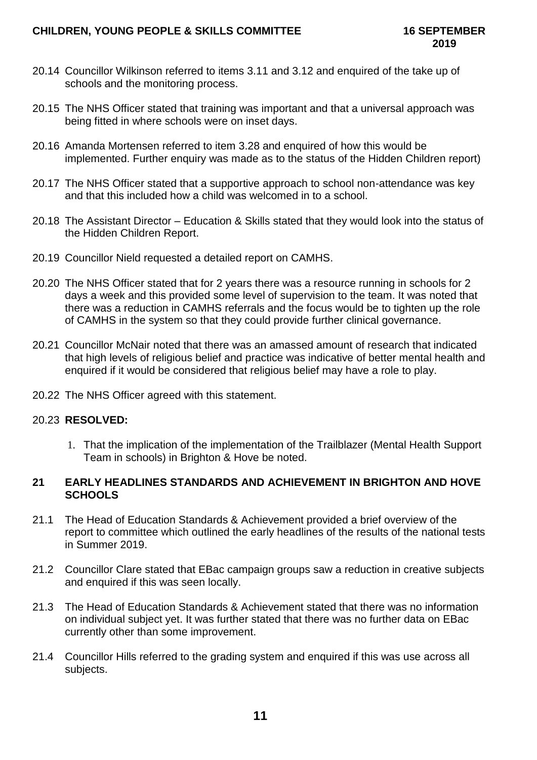20.14 Councillor Wilkinson referred to items 3.11 and 3.12 and enquired of the take up of schools and the monitoring process.

20.15 The NHS Officer stated that training was important and that a universal approach was being fitted in where schools were on inset days.

20.16 Amanda Mortensen referred to item 3.28 and enquired of how this would be implemented. Further enquiry was made as to the status of the Hidden Children report)

20.17 The NHS Officer stated that a supportive approach to school non-attendance was key and that this included how a child was welcomed in to a school.

20.18 The Assistant Director – Education & Skills stated that they would look into the status of the Hidden Children Report.

20.19 Councillor Nield requested a detailed report on CAMHS.

20.20 The NHS Officer stated that for 2 years there was a resource running in schools for 2 days a week and this provided some level of supervision to the team. It was noted that there was a reduction in CAMHS referrals and the focus would be to tighten up the role of CAMHS in the system so that they could provide further clinical governance.

20.21 Councillor McNair noted that there was an amassed amount of research that indicated that high levels of religious belief and practice was indicative of better mental health and enquired if it would be considered that religious belief may have a role to play.

20.22 The NHS Officer agreed with this statement.

20.23 **RESOLVED:**

1. That the implication of the implementation of the Trailblazer (Mental Health Support Team in schools) in Brighton & Hove be noted.

## 21 EARLY HEADLINES STANDARDS AND ACHIEVEMENT IN BRIGHTON AND HOVE SCHOOLS

21.1 The Head of Education Standards & Achievement provided a brief overview of the report to committee which outlined the early headlines of the results of the national tests in Summer 2019.

21.2 Councillor Clare stated that EBac campaign groups saw a reduction in creative subjects and enquired if this was seen locally.

21.3 The Head of Education Standards & Achievement stated that there was no information on individual subject yet. It was further stated that there was no further data on EBac currently other than some improvement.

21.4 Councillor Hills referred to the grading system and enquired if this was use across all subjects.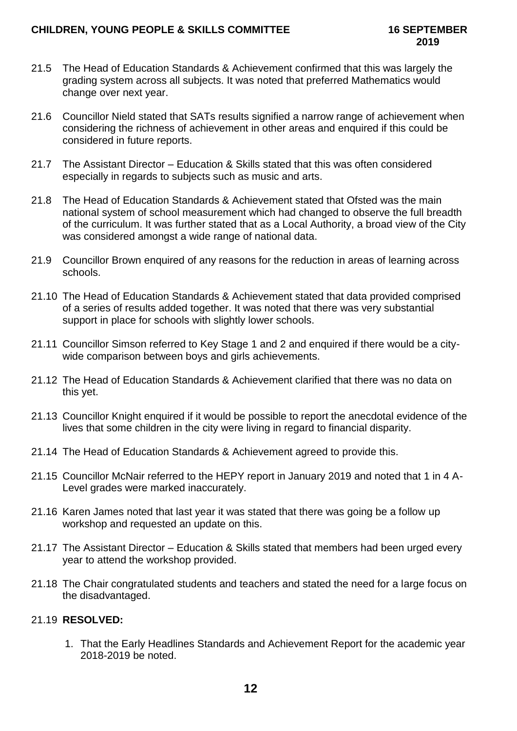21.5 The Head of Education Standards & Achievement confirmed that this was largely the grading system across all subjects. It was noted that preferred Mathematics would change over next year.

21.6 Councillor Nield stated that SATs results signified a narrow range of achievement when considering the richness of achievement in other areas and enquired if this could be considered in future reports.

21.7 The Assistant Director – Education & Skills stated that this was often considered especially in regards to subjects such as music and arts.

21.8 The Head of Education Standards & Achievement stated that Ofsted was the main national system of school measurement which had changed to observe the full breadth of the curriculum. It was further stated that as a Local Authority, a broad view of the City was considered amongst a wide range of national data.

21.9 Councillor Brown enquired of any reasons for the reduction in areas of learning across schools.

21.10 The Head of Education Standards & Achievement stated that data provided comprised of a series of results added together. It was noted that there was very substantial support in place for schools with slightly lower schools.

21.11 Councillor Simson referred to Key Stage 1 and 2 and enquired if there would be a city-wide comparison between boys and girls achievements.

21.12 The Head of Education Standards & Achievement clarified that there was no data on this yet.

21.13 Councillor Knight enquired if it would be possible to report the anecdotal evidence of the lives that some children in the city were living in regard to financial disparity.

21.14 The Head of Education Standards & Achievement agreed to provide this.

21.15 Councillor McNair referred to the HEPY report in January 2019 and noted that 1 in 4 A-Level grades were marked inaccurately.

21.16 Karen James noted that last year it was stated that there was going be a follow up workshop and requested an update on this.

21.17 The Assistant Director – Education & Skills stated that members had been urged every year to attend the workshop provided.

21.18 The Chair congratulated students and teachers and stated the need for a large focus on the disadvantaged.

21.19 **RESOLVED:**

1. That the Early Headlines Standards and Achievement Report for the academic year 2018-2019 be noted.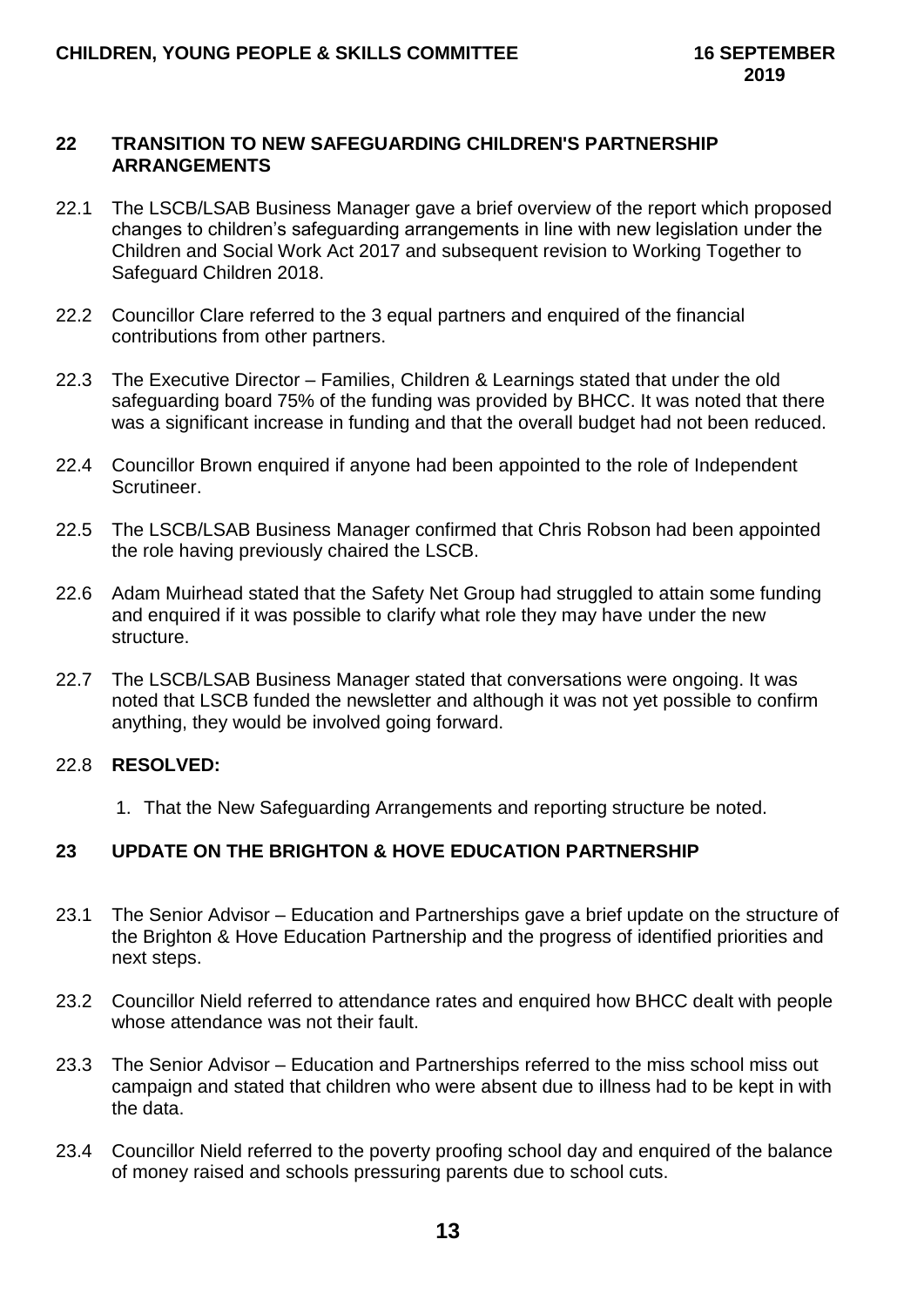## 22 TRANSITION TO NEW SAFEGUARDING CHILDREN'S PARTNERSHIP ARRANGEMENTS

22.1 The LSCB/LSAB Business Manager gave a brief overview of the report which proposed changes to children's safeguarding arrangements in line with new legislation under the Children and Social Work Act 2017 and subsequent revision to Working Together to Safeguard Children 2018.

22.2 Councillor Clare referred to the 3 equal partners and enquired of the financial contributions from other partners.

22.3 The Executive Director – Families, Children & Learnings stated that under the old safeguarding board 75% of the funding was provided by BHCC. It was noted that there was a significant increase in funding and that the overall budget had not been reduced.

22.4 Councillor Brown enquired if anyone had been appointed to the role of Independent Scrutineer.

22.5 The LSCB/LSAB Business Manager confirmed that Chris Robson had been appointed the role having previously chaired the LSCB.

22.6 Adam Muirhead stated that the Safety Net Group had struggled to attain some funding and enquired if it was possible to clarify what role they may have under the new structure.

22.7 The LSCB/LSAB Business Manager stated that conversations were ongoing. It was noted that LSCB funded the newsletter and although it was not yet possible to confirm anything, they would be involved going forward.

22.8 **RESOLVED:**

1. That the New Safeguarding Arrangements and reporting structure be noted.

## 23 UPDATE ON THE BRIGHTON & HOVE EDUCATION PARTNERSHIP

23.1 The Senior Advisor – Education and Partnerships gave a brief update on the structure of the Brighton & Hove Education Partnership and the progress of identified priorities and next steps.

23.2 Councillor Nield referred to attendance rates and enquired how BHCC dealt with people whose attendance was not their fault.

23.3 The Senior Advisor – Education and Partnerships referred to the miss school miss out campaign and stated that children who were absent due to illness had to be kept in with the data.

23.4 Councillor Nield referred to the poverty proofing school day and enquired of the balance of money raised and schools pressuring parents due to school cuts.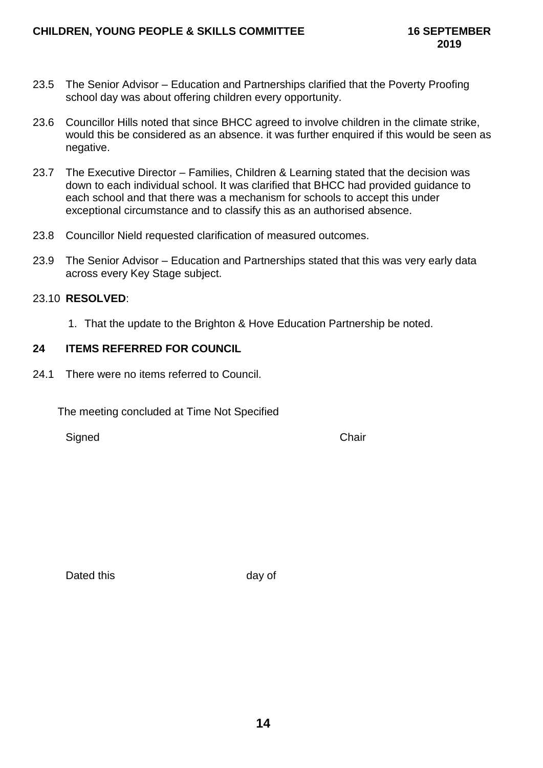23.5 The Senior Advisor – Education and Partnerships clarified that the Poverty Proofing school day was about offering children every opportunity.

23.6 Councillor Hills noted that since BHCC agreed to involve children in the climate strike, would this be considered as an absence. it was further enquired if this would be seen as negative.

23.7 The Executive Director – Families, Children & Learning stated that the decision was down to each individual school. It was clarified that BHCC had provided guidance to each school and that there was a mechanism for schools to accept this under exceptional circumstance and to classify this as an authorised absence.

23.8 Councillor Nield requested clarification of measured outcomes.

23.9 The Senior Advisor – Education and Partnerships stated that this was very early data across every Key Stage subject.

23.10 **RESOLVED**:

1. That the update to the Brighton & Hove Education Partnership be noted.

## 24 ITEMS REFERRED FOR COUNCIL

24.1 There were no items referred to Council.

The meeting concluded at Time Not Specified

Signed Chair

Dated this day of